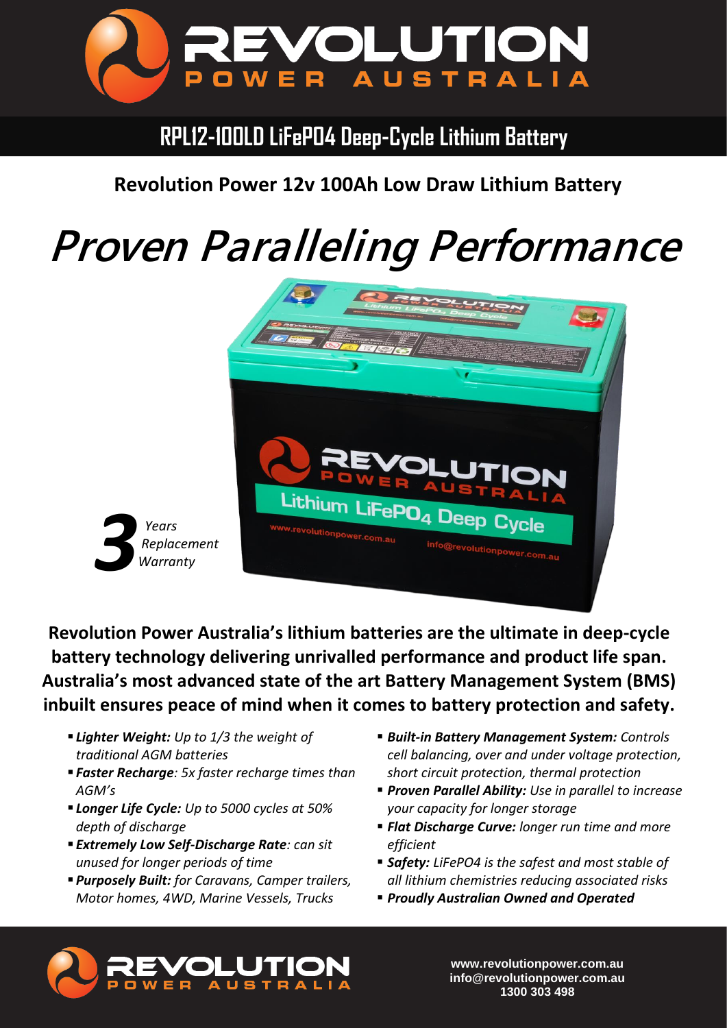# RPL12-100LD LiFePO4 Deep-Cycle Lithium Battery

## Revolution Power 12v 100Ah Low Draw Lithium Battery

# *Proven Paralleling Performance*

***3*** *Years Replacement Warranty*

**Revolution Power Australia's lithium batteries are the ultimate in deep-cycle battery technology delivering unrivalled performance and product life span. Australia's most advanced state of the art Battery Management System (BMS) inbuilt ensures peace of mind when it comes to battery protection and safety.**

- ***Lighter Weight:*** *Up to 1/3 the weight of traditional AGM batteries*
- ***Faster Recharge****: 5x faster recharge times than AGM's*
- ***Longer Life Cycle:*** *Up to 5000 cycles at 50% depth of discharge*
- ***Extremely Low Self-Discharge Rate****: can sit unused for longer periods of time*
- ***Purposely Built:*** *for Caravans, Camper trailers, Motor homes, 4WD, Marine Vessels, Trucks*
- ***Built-in Battery Management System:*** *Controls cell balancing, over and under voltage protection, short circuit protection, thermal protection*
- ***Proven Parallel Ability:*** *Use in parallel to increase your capacity for longer storage*
- ***Flat Discharge Curve:*** *longer run time and more efficient*
- ***Safety:*** *LiFePO4 is the safest and most stable of all lithium chemistries reducing associated risks*
- ***Proudly Australian Owned and Operated***

**www.revolutionpower.com.au**
**info@revolutionpower.com.au**
**1300 303 498**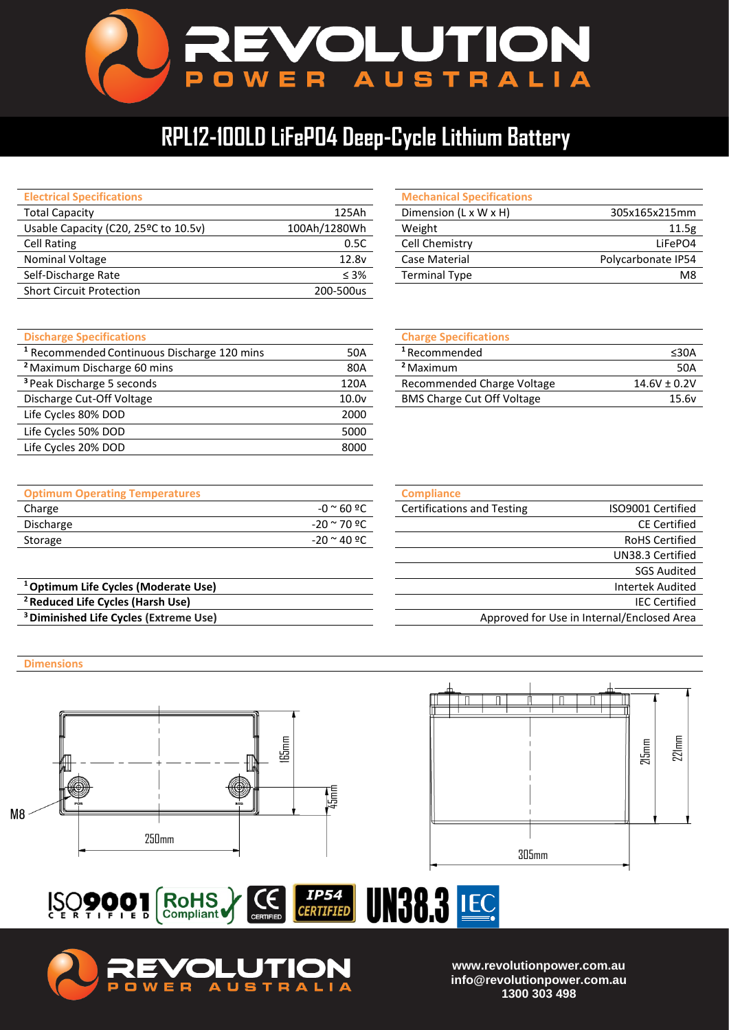# REVOLUTION POWER AUSTRALIA

## RPL12-100LD LiFePO4 Deep-Cycle Lithium Battery

| Electrical Specifications | |
|---|---|
| Total Capacity | 125Ah |
| Usable Capacity (C20, 25ºC to 10.5v) | 100Ah/1280Wh |
| Cell Rating | 0.5C |
| Nominal Voltage | 12.8v |
| Self-Discharge Rate | ≤ 3% |
| Short Circuit Protection | 200-500us |

| Mechanical Specifications | |
|---|---|
| Dimension (L x W x H) | 305x165x215mm |
| Weight | 11.5g |
| Cell Chemistry | LiFePO4 |
| Case Material | Polycarbonate IP54 |
| Terminal Type | M8 |

| Discharge Specifications | |
|---|---|
| [1] Recommended Continuous Discharge 120 mins | 50A |
| [2] Maximum Discharge 60 mins | 80A |
| [3] Peak Discharge 5 seconds | 120A |
| Discharge Cut-Off Voltage | 10.0v |
| Life Cycles 80% DOD | 2000 |
| Life Cycles 50% DOD | 5000 |
| Life Cycles 20% DOD | 8000 |

| Charge Specifications | |
|---|---|
| [1] Recommended | ≤30A |
| [2] Maximum | 50A |
| Recommended Charge Voltage | 14.6V ± 0.2V |
| BMS Charge Cut Off Voltage | 15.6v |

| Optimum Operating Temperatures | |
|---|---|
| Charge | -0 ~ 60 ºC |
| Discharge | -20 ~ 70 ºC |
| Storage | -20 ~ 40 ºC |

| Compliance | |
|---|---|
| Certifications and Testing | ISO9001 Certified |
| | CE Certified |
| | RoHS Certified |
| | UN38.3 Certified |
| | SGS Audited |
| | Intertek Audited |
| | IEC Certified |
| | Approved for Use in Internal/Enclosed Area |

**[1] Optimum Life Cycles (Moderate Use)**
**[2] Reduced Life Cycles (Harsh Use)**
**[3] Diminished Life Cycles (Extreme Use)**

### Dimensions

M8
250mm
165mm
45mm
POS
NEG
305mm
215mm
221mm

ISO9001 CERTIFIED · RoHS Compliant · CE CERTIFIED · IP54 CERTIFIED · UN38.3 · IEC

REVOLUTION POWER AUSTRALIA

www.revolutionpower.com.au
info@revolutionpower.com.au
1300 303 498